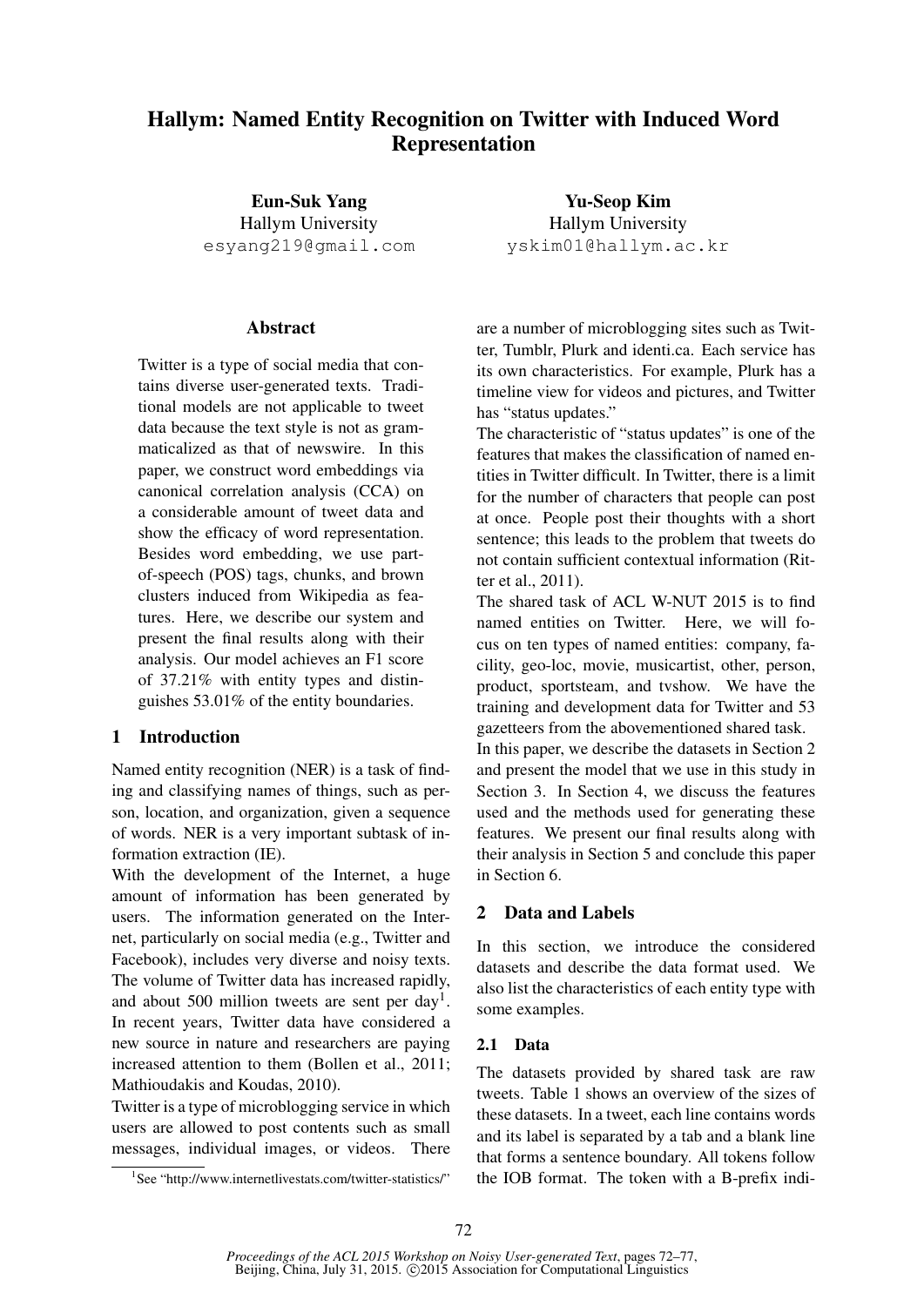# Hallym: Named Entity Recognition on Twitter with Induced Word Representation

**Eun-Suk Yang**
Hallym University
esyang219@gmail.com

**Yu-Seop Kim**
Hallym University
yskim01@hallym.ac.kr

## Abstract

Twitter is a type of social media that contains diverse user-generated texts. Traditional models are not applicable to tweet data because the text style is not as grammaticalized as that of newswire. In this paper, we construct word embeddings via canonical correlation analysis (CCA) on a considerable amount of tweet data and show the efficacy of word representation. Besides word embedding, we use part-of-speech (POS) tags, chunks, and brown clusters induced from Wikipedia as features. Here, we describe our system and present the final results along with their analysis. Our model achieves an F1 score of 37.21% with entity types and distinguishes 53.01% of the entity boundaries.

## 1 Introduction

Named entity recognition (NER) is a task of finding and classifying names of things, such as person, location, and organization, given a sequence of words. NER is a very important subtask of information extraction (IE).

With the development of the Internet, a huge amount of information has been generated by users. The information generated on the Internet, particularly on social media (e.g., Twitter and Facebook), includes very diverse and noisy texts. The volume of Twitter data has increased rapidly, and about 500 million tweets are sent per day[1]. In recent years, Twitter data have considered a new source in nature and researchers are paying increased attention to them (Bollen et al., 2011; Mathioudakis and Koudas, 2010).

Twitter is a type of microblogging service in which users are allowed to post contents such as small messages, individual images, or videos. There are a number of microblogging sites such as Twitter, Tumblr, Plurk and identi.ca. Each service has its own characteristics. For example, Plurk has a timeline view for videos and pictures, and Twitter has "status updates."

The characteristic of "status updates" is one of the features that makes the classification of named entities in Twitter difficult. In Twitter, there is a limit for the number of characters that people can post at once. People post their thoughts with a short sentence; this leads to the problem that tweets do not contain sufficient contextual information (Ritter et al., 2011).

The shared task of ACL W-NUT 2015 is to find named entities on Twitter. Here, we will focus on ten types of named entities: company, facility, geo-loc, movie, musicartist, other, person, product, sportsteam, and tvshow. We have the training and development data for Twitter and 53 gazetteers from the abovementioned shared task.

In this paper, we describe the datasets in Section 2 and present the model that we use in this study in Section 3. In Section 4, we discuss the features used and the methods used for generating these features. We present our final results along with their analysis in Section 5 and conclude this paper in Section 6.

## 2 Data and Labels

In this section, we introduce the considered datasets and describe the data format used. We also list the characteristics of each entity type with some examples.

### 2.1 Data

The datasets provided by shared task are raw tweets. Table 1 shows an overview of the sizes of these datasets. In a tweet, each line contains words and its label is separated by a tab and a blank line that forms a sentence boundary. All tokens follow the IOB format. The token with a B-prefix indi-

[1] See "http://www.internetlivestats.com/twitter-statistics/"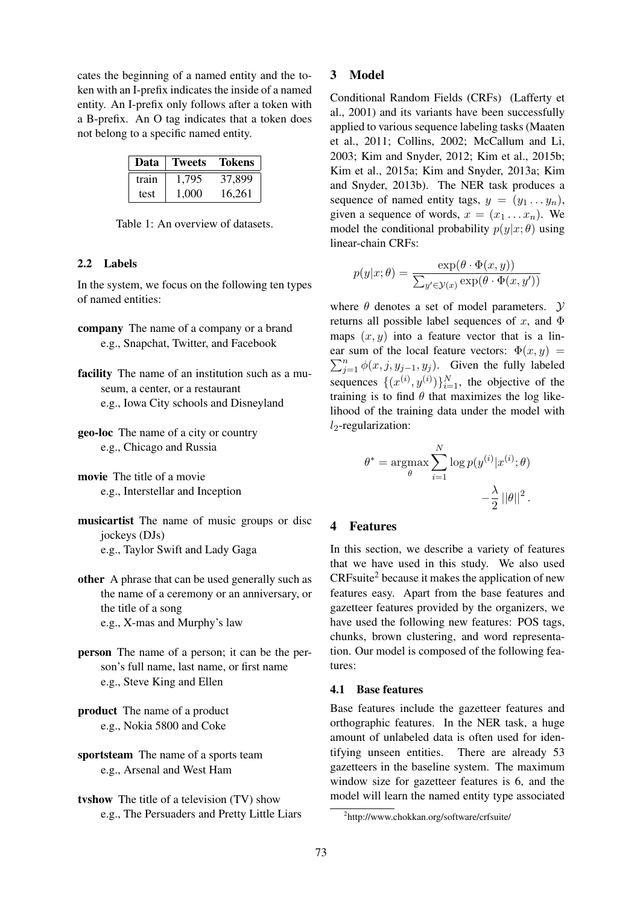cates the beginning of a named entity and the token with an I-prefix indicates the inside of a named entity. An I-prefix only follows after a token with a B-prefix. An O tag indicates that a token does not belong to a specific named entity.

| Data | Tweets | Tokens |
|---|---|---|
| train | 1,795 | 37,899 |
| test | 1,000 | 16,261 |

Table 1: An overview of datasets.

### 2.2 Labels

In the system, we focus on the following ten types of named entities:

**company** The name of a company or a brand
e.g., Snapchat, Twitter, and Facebook

**facility** The name of an institution such as a museum, a center, or a restaurant
e.g., Iowa City schools and Disneyland

**geo-loc** The name of a city or country
e.g., Chicago and Russia

**movie** The title of a movie
e.g., Interstellar and Inception

**musicartist** The name of music groups or disc jockeys (DJs)
e.g., Taylor Swift and Lady Gaga

**other** A phrase that can be used generally such as the name of a ceremony or an anniversary, or the title of a song
e.g., X-mas and Murphy's law

**person** The name of a person; it can be the person's full name, last name, or first name
e.g., Steve King and Ellen

**product** The name of a product
e.g., Nokia 5800 and Coke

**sportsteam** The name of a sports team
e.g., Arsenal and West Ham

**tvshow** The title of a television (TV) show
e.g., The Persuaders and Pretty Little Liars

## 3 Model

Conditional Random Fields (CRFs) (Lafferty et al., 2001) and its variants have been successfully applied to various sequence labeling tasks (Maaten et al., 2011; Collins, 2002; McCallum and Li, 2003; Kim and Snyder, 2012; Kim et al., 2015b; Kim et al., 2015a; Kim and Snyder, 2013a; Kim and Snyder, 2013b). The NER task produces a sequence of named entity tags, $y = (y_1 \dots y_n)$, given a sequence of words, $x = (x_1 \dots x_n)$. We model the conditional probability $p(y|x;\theta)$ using linear-chain CRFs:

$$p(y|x;\theta) = \frac{\exp(\theta \cdot \Phi(x,y))}{\sum_{y' \in \mathcal{Y}(x)} \exp(\theta \cdot \Phi(x,y'))}$$

where $\theta$ denotes a set of model parameters. $\mathcal{Y}$ returns all possible label sequences of $x$, and $\Phi$ maps $(x, y)$ into a feature vector that is a linear sum of the local feature vectors: $\Phi(x, y) = \sum_{j=1}^{n} \phi(x, j, y_{j-1}, y_j)$. Given the fully labeled sequences $\{(x^{(i)}, y^{(i)})\}_{i=1}^{N}$, the objective of the training is to find $\theta$ that maximizes the log likelihood of the training data under the model with $l_2$-regularization:

$$\theta^* = \underset{\theta}{\operatorname{argmax}} \sum_{i=1}^{N} \log p(y^{(i)}|x^{(i)};\theta) - \frac{\lambda}{2} ||\theta||^2 .$$

## 4 Features

In this section, we describe a variety of features that we have used in this study. We also used CRFsuite[2] because it makes the application of new features easy. Apart from the base features and gazetteer features provided by the organizers, we have used the following new features: POS tags, chunks, brown clustering, and word representation. Our model is composed of the following features:

### 4.1 Base features

Base features include the gazetteer features and orthographic features. In the NER task, a huge amount of unlabeled data is often used for identifying unseen entities. There are already 53 gazetteers in the baseline system. The maximum window size for gazetteer features is 6, and the model will learn the named entity type associated

[2] http://www.chokkan.org/software/crfsuite/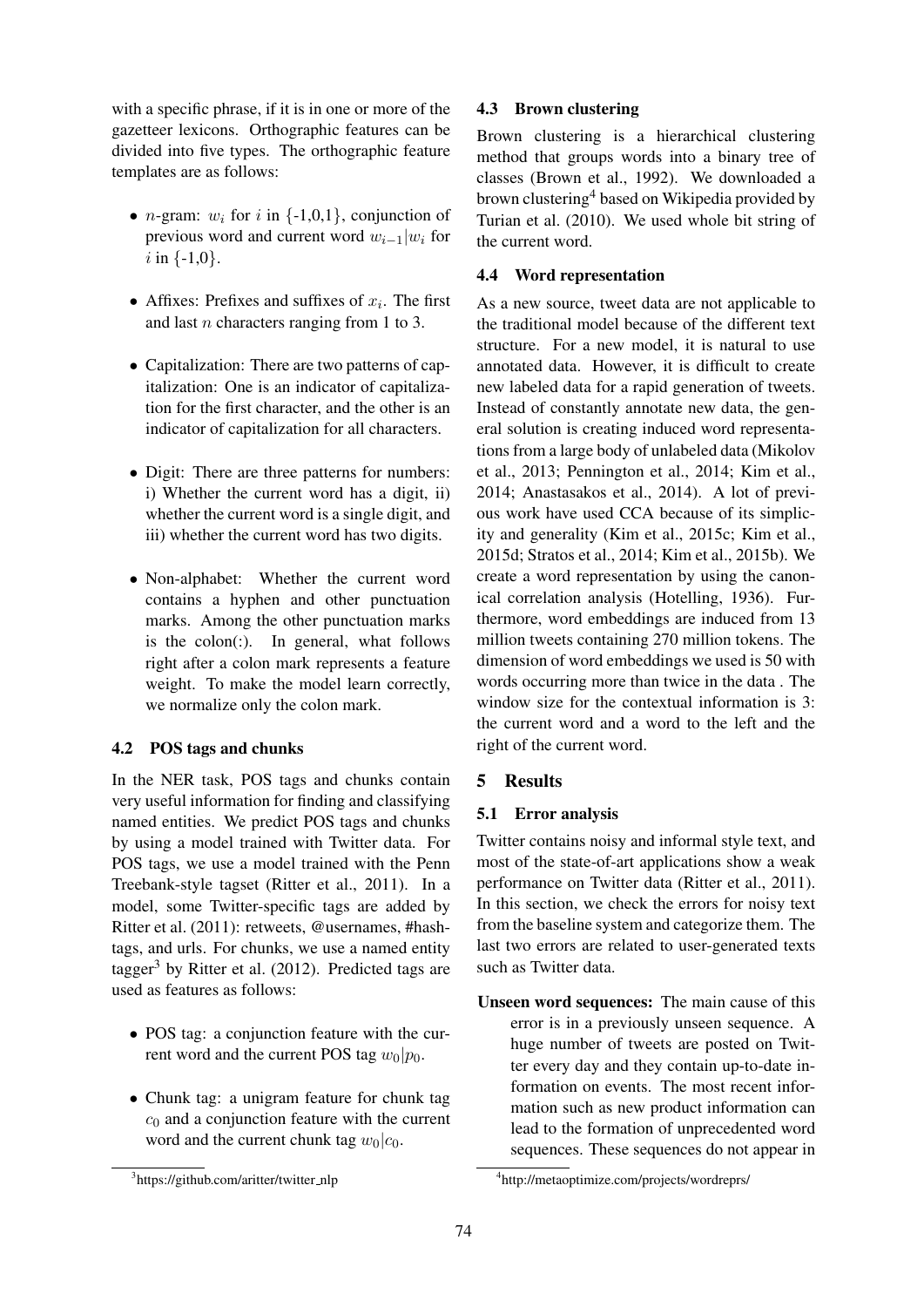with a specific phrase, if it is in one or more of the gazetteer lexicons. Orthographic features can be divided into five types. The orthographic feature templates are as follows:

- $n$-gram: $w_i$ for $i$ in {-1,0,1}, conjunction of previous word and current word $w_{i-1}|w_i$ for $i$ in {-1,0}.
- Affixes: Prefixes and suffixes of $x_i$. The first and last $n$ characters ranging from 1 to 3.
- Capitalization: There are two patterns of capitalization: One is an indicator of capitalization for the first character, and the other is an indicator of capitalization for all characters.
- Digit: There are three patterns for numbers: i) Whether the current word has a digit, ii) whether the current word is a single digit, and iii) whether the current word has two digits.
- Non-alphabet: Whether the current word contains a hyphen and other punctuation marks. Among the other punctuation marks is the colon(:). In general, what follows right after a colon mark represents a feature weight. To make the model learn correctly, we normalize only the colon mark.

### 4.2 POS tags and chunks

In the NER task, POS tags and chunks contain very useful information for finding and classifying named entities. We predict POS tags and chunks by using a model trained with Twitter data. For POS tags, we use a model trained with the Penn Treebank-style tagset (Ritter et al., 2011). In a model, some Twitter-specific tags are added by Ritter et al. (2011): retweets, @usernames, #hashtags, and urls. For chunks, we use a named entity tagger[3] by Ritter et al. (2012). Predicted tags are used as features as follows:

- POS tag: a conjunction feature with the current word and the current POS tag $w_0|p_0$.
- Chunk tag: a unigram feature for chunk tag $c_0$ and a conjunction feature with the current word and the current chunk tag $w_0|c_0$.

[3] https://github.com/aritter/twitter_nlp

### 4.3 Brown clustering

Brown clustering is a hierarchical clustering method that groups words into a binary tree of classes (Brown et al., 1992). We downloaded a brown clustering[4] based on Wikipedia provided by Turian et al. (2010). We used whole bit string of the current word.

### 4.4 Word representation

As a new source, tweet data are not applicable to the traditional model because of the different text structure. For a new model, it is natural to use annotated data. However, it is difficult to create new labeled data for a rapid generation of tweets. Instead of constantly annotate new data, the general solution is creating induced word representations from a large body of unlabeled data (Mikolov et al., 2013; Pennington et al., 2014; Kim et al., 2014; Anastasakos et al., 2014). A lot of previous work have used CCA because of its simplicity and generality (Kim et al., 2015c; Kim et al., 2015d; Stratos et al., 2014; Kim et al., 2015b). We create a word representation by using the canonical correlation analysis (Hotelling, 1936). Furthermore, word embeddings are induced from 13 million tweets containing 270 million tokens. The dimension of word embeddings we used is 50 with words occurring more than twice in the data . The window size for the contextual information is 3: the current word and a word to the left and the right of the current word.

## 5 Results

### 5.1 Error analysis

Twitter contains noisy and informal style text, and most of the state-of-art applications show a weak performance on Twitter data (Ritter et al., 2011). In this section, we check the errors for noisy text from the baseline system and categorize them. The last two errors are related to user-generated texts such as Twitter data.

**Unseen word sequences:** The main cause of this error is in a previously unseen sequence. A huge number of tweets are posted on Twitter every day and they contain up-to-date information on events. The most recent information such as new product information can lead to the formation of unprecedented word sequences. These sequences do not appear in

[4] http://metaoptimize.com/projects/wordreprs/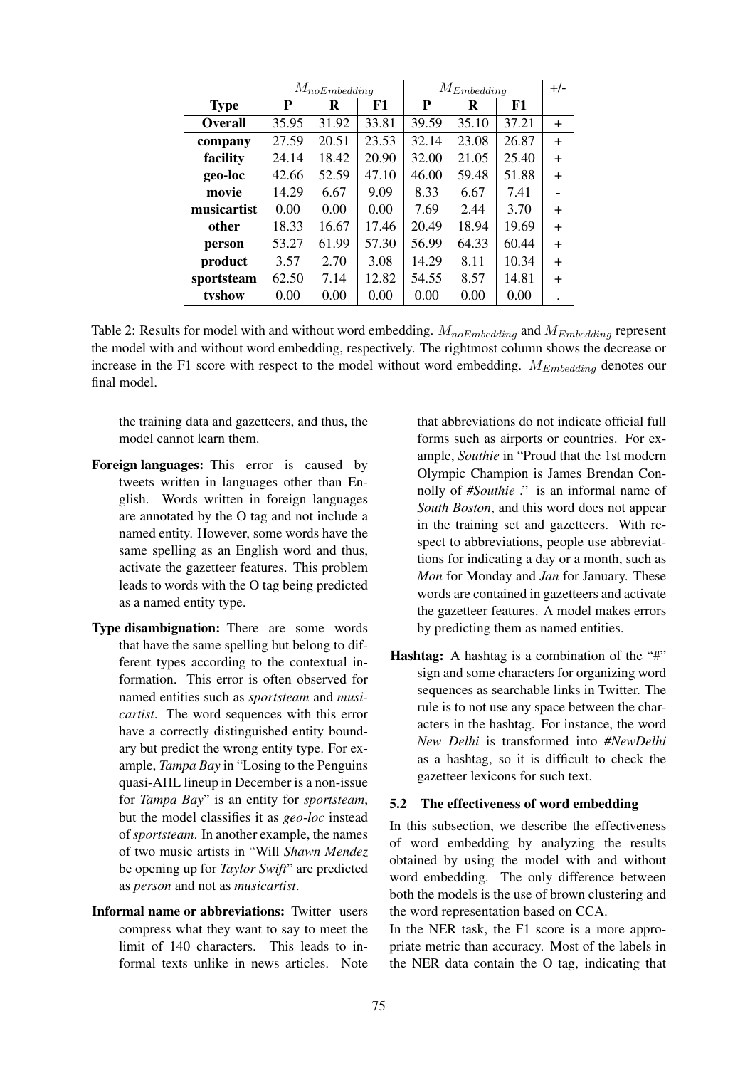| | $M_{noEmbedding}$ | | | $M_{Embedding}$ | | | +/- |
|---|---|---|---|---|---|---|---|
| **Type** | **P** | **R** | **F1** | **P** | **R** | **F1** | |
| **Overall** | 35.95 | 31.92 | 33.81 | 39.59 | 35.10 | 37.21 | + |
| **company** | 27.59 | 20.51 | 23.53 | 32.14 | 23.08 | 26.87 | + |
| **facility** | 24.14 | 18.42 | 20.90 | 32.00 | 21.05 | 25.40 | + |
| **geo-loc** | 42.66 | 52.59 | 47.10 | 46.00 | 59.48 | 51.88 | + |
| **movie** | 14.29 | 6.67 | 9.09 | 8.33 | 6.67 | 7.41 | - |
| **musicartist** | 0.00 | 0.00 | 0.00 | 7.69 | 2.44 | 3.70 | + |
| **other** | 18.33 | 16.67 | 17.46 | 20.49 | 18.94 | 19.69 | + |
| **person** | 53.27 | 61.99 | 57.30 | 56.99 | 64.33 | 60.44 | + |
| **product** | 3.57 | 2.70 | 3.08 | 14.29 | 8.11 | 10.34 | + |
| **sportsteam** | 62.50 | 7.14 | 12.82 | 54.55 | 8.57 | 14.81 | + |
| **tvshow** | 0.00 | 0.00 | 0.00 | 0.00 | 0.00 | 0.00 | . |

Table 2: Results for model with and without word embedding. $M_{noEmbedding}$ and $M_{Embedding}$ represent the model with and without word embedding, respectively. The rightmost column shows the decrease or increase in the F1 score with respect to the model without word embedding. $M_{Embedding}$ denotes our final model.

the training data and gazetteers, and thus, the model cannot learn them.

- **Foreign languages:** This error is caused by tweets written in languages other than English. Words written in foreign languages are annotated by the O tag and not include a named entity. However, some words have the same spelling as an English word and thus, activate the gazetteer features. This problem leads to words with the O tag being predicted as a named entity type.

- **Type disambiguation:** There are some words that have the same spelling but belong to different types according to the contextual information. This error is often observed for named entities such as *sportsteam* and *musicartist*. The word sequences with this error have a correctly distinguished entity boundary but predict the wrong entity type. For example, *Tampa Bay* in "Losing to the Penguins quasi-AHL lineup in December is a non-issue for *Tampa Bay*" is an entity for *sportsteam*, but the model classifies it as *geo-loc* instead of *sportsteam*. In another example, the names of two music artists in "Will *Shawn Mendez* be opening up for *Taylor Swift*" are predicted as *person* and not as *musicartist*.

- **Informal name or abbreviations:** Twitter users compress what they want to say to meet the limit of 140 characters. This leads to informal texts unlike in news articles. Note that abbreviations do not indicate official full forms such as airports or countries. For example, *Southie* in "Proud that the 1st modern Olympic Champion is James Brendan Connolly of *#Southie* ." is an informal name of *South Boston*, and this word does not appear in the training set and gazetteers. With respect to abbreviations, people use abbreviattions for indicating a day or a month, such as *Mon* for Monday and *Jan* for January. These words are contained in gazetteers and activate the gazetteer features. A model makes errors by predicting them as named entities.

- **Hashtag:** A hashtag is a combination of the "#" sign and some characters for organizing word sequences as searchable links in Twitter. The rule is to not use any space between the characters in the hashtag. For instance, the word *New Delhi* is transformed into *#NewDelhi* as a hashtag, so it is difficult to check the gazetteer lexicons for such text.

### 5.2 The effectiveness of word embedding

In this subsection, we describe the effectiveness of word embedding by analyzing the results obtained by using the model with and without word embedding. The only difference between both the models is the use of brown clustering and the word representation based on CCA.

In the NER task, the F1 score is a more appropriate metric than accuracy. Most of the labels in the NER data contain the O tag, indicating that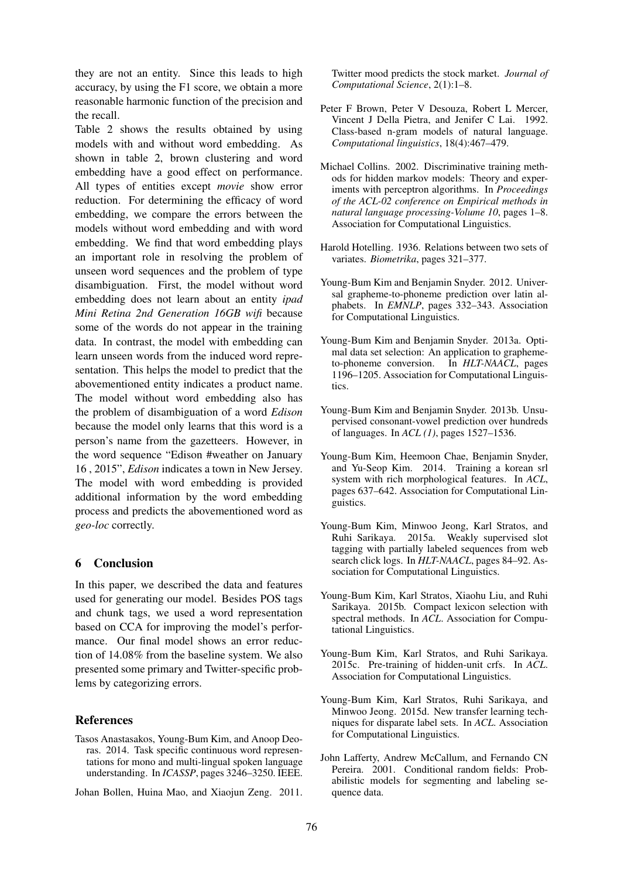they are not an entity. Since this leads to high accuracy, by using the F1 score, we obtain a more reasonable harmonic function of the precision and the recall.

Table 2 shows the results obtained by using models with and without word embedding. As shown in table 2, brown clustering and word embedding have a good effect on performance. All types of entities except *movie* show error reduction. For determining the efficacy of word embedding, we compare the errors between the models without word embedding and with word embedding. We find that word embedding plays an important role in resolving the problem of unseen word sequences and the problem of type disambiguation. First, the model without word embedding does not learn about an entity *ipad Mini Retina 2nd Generation 16GB wifi* because some of the words do not appear in the training data. In contrast, the model with embedding can learn unseen words from the induced word representation. This helps the model to predict that the abovementioned entity indicates a product name. The model without word embedding also has the problem of disambiguation of a word *Edison* because the model only learns that this word is a person's name from the gazetteers. However, in the word sequence "Edison #weather on January 16 , 2015", *Edison* indicates a town in New Jersey. The model with word embedding is provided additional information by the word embedding process and predicts the abovementioned word as *geo-loc* correctly.

## 6 Conclusion

In this paper, we described the data and features used for generating our model. Besides POS tags and chunk tags, we used a word representation based on CCA for improving the model's performance. Our final model shows an error reduction of 14.08% from the baseline system. We also presented some primary and Twitter-specific problems by categorizing errors.

## References

Tasos Anastasakos, Young-Bum Kim, and Anoop Deoras. 2014. Task specific continuous word representations for mono and multi-lingual spoken language understanding. In *ICASSP*, pages 3246–3250. IEEE.

Johan Bollen, Huina Mao, and Xiaojun Zeng. 2011. Twitter mood predicts the stock market. *Journal of Computational Science*, 2(1):1–8.

Peter F Brown, Peter V Desouza, Robert L Mercer, Vincent J Della Pietra, and Jenifer C Lai. 1992. Class-based n-gram models of natural language. *Computational linguistics*, 18(4):467–479.

Michael Collins. 2002. Discriminative training methods for hidden markov models: Theory and experiments with perceptron algorithms. In *Proceedings of the ACL-02 conference on Empirical methods in natural language processing-Volume 10*, pages 1–8. Association for Computational Linguistics.

Harold Hotelling. 1936. Relations between two sets of variates. *Biometrika*, pages 321–377.

Young-Bum Kim and Benjamin Snyder. 2012. Universal grapheme-to-phoneme prediction over latin alphabets. In *EMNLP*, pages 332–343. Association for Computational Linguistics.

Young-Bum Kim and Benjamin Snyder. 2013a. Optimal data set selection: An application to grapheme-to-phoneme conversion. In *HLT-NAACL*, pages 1196–1205. Association for Computational Linguistics.

Young-Bum Kim and Benjamin Snyder. 2013b. Unsupervised consonant-vowel prediction over hundreds of languages. In *ACL (1)*, pages 1527–1536.

Young-Bum Kim, Heemoon Chae, Benjamin Snyder, and Yu-Seop Kim. 2014. Training a korean srl system with rich morphological features. In *ACL*, pages 637–642. Association for Computational Linguistics.

Young-Bum Kim, Minwoo Jeong, Karl Stratos, and Ruhi Sarikaya. 2015a. Weakly supervised slot tagging with partially labeled sequences from web search click logs. In *HLT-NAACL*, pages 84–92. Association for Computational Linguistics.

Young-Bum Kim, Karl Stratos, Xiaohu Liu, and Ruhi Sarikaya. 2015b. Compact lexicon selection with spectral methods. In *ACL*. Association for Computational Linguistics.

Young-Bum Kim, Karl Stratos, and Ruhi Sarikaya. 2015c. Pre-training of hidden-unit crfs. In *ACL*. Association for Computational Linguistics.

Young-Bum Kim, Karl Stratos, Ruhi Sarikaya, and Minwoo Jeong. 2015d. New transfer learning techniques for disparate label sets. In *ACL*. Association for Computational Linguistics.

John Lafferty, Andrew McCallum, and Fernando CN Pereira. 2001. Conditional random fields: Probabilistic models for segmenting and labeling sequence data.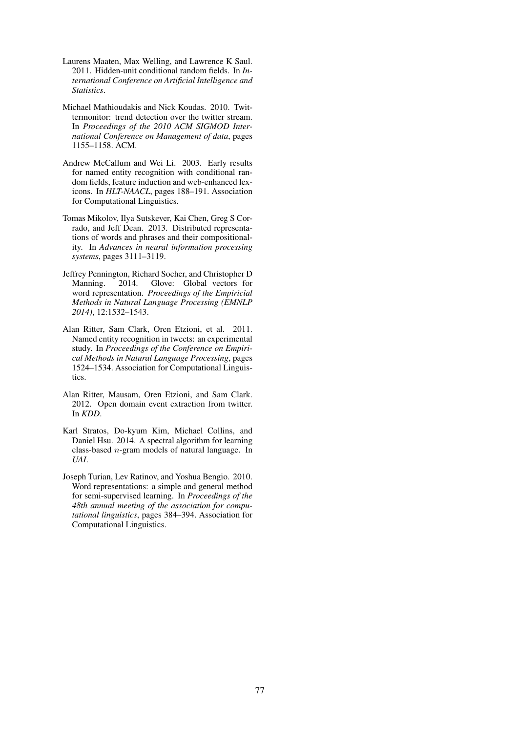Laurens Maaten, Max Welling, and Lawrence K Saul. 2011. Hidden-unit conditional random fields. In *International Conference on Artificial Intelligence and Statistics*.

Michael Mathioudakis and Nick Koudas. 2010. Twittermonitor: trend detection over the twitter stream. In *Proceedings of the 2010 ACM SIGMOD International Conference on Management of data*, pages 1155–1158. ACM.

Andrew McCallum and Wei Li. 2003. Early results for named entity recognition with conditional random fields, feature induction and web-enhanced lexicons. In *HLT-NAACL*, pages 188–191. Association for Computational Linguistics.

Tomas Mikolov, Ilya Sutskever, Kai Chen, Greg S Corrado, and Jeff Dean. 2013. Distributed representations of words and phrases and their compositionality. In *Advances in neural information processing systems*, pages 3111–3119.

Jeffrey Pennington, Richard Socher, and Christopher D Manning. 2014. Glove: Global vectors for word representation. *Proceedings of the Empiricial Methods in Natural Language Processing (EMNLP 2014)*, 12:1532–1543.

Alan Ritter, Sam Clark, Oren Etzioni, et al. 2011. Named entity recognition in tweets: an experimental study. In *Proceedings of the Conference on Empirical Methods in Natural Language Processing*, pages 1524–1534. Association for Computational Linguistics.

Alan Ritter, Mausam, Oren Etzioni, and Sam Clark. 2012. Open domain event extraction from twitter. In *KDD*.

Karl Stratos, Do-kyum Kim, Michael Collins, and Daniel Hsu. 2014. A spectral algorithm for learning class-based $n$-gram models of natural language. In *UAI*.

Joseph Turian, Lev Ratinov, and Yoshua Bengio. 2010. Word representations: a simple and general method for semi-supervised learning. In *Proceedings of the 48th annual meeting of the association for computational linguistics*, pages 384–394. Association for Computational Linguistics.